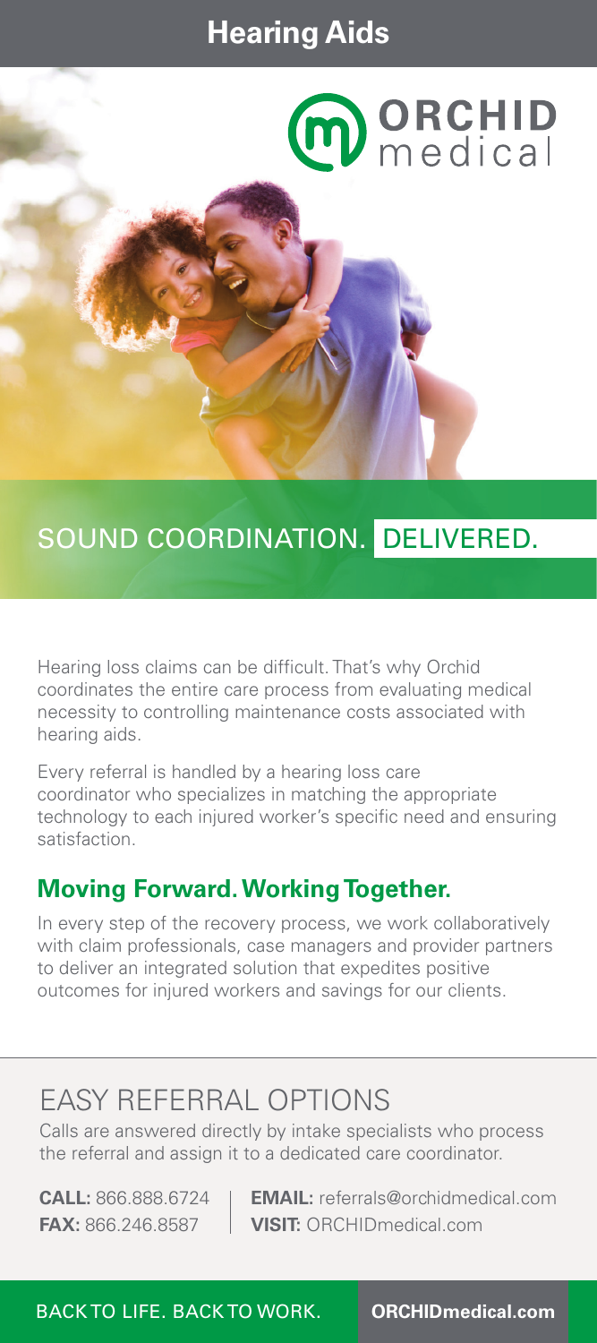# Hearing Aids

ORCHID medical

## SOUND COORDINATION. DELIVERED.

Hearing loss claims can be difficult. That's why Orchid coordinates the entire care process from evaluating medical necessity to controlling maintenance costs associated with hearing aids.

Every referral is handled by a hearing loss care coordinator who specializes in matching the appropriate technology to each injured worker's specific need and ensuring satisfaction.

### Moving Forward. Working Together.

In every step of the recovery process, we work collaboratively with claim professionals, case managers and provider partners to deliver an integrated solution that expedites positive outcomes for injured workers and savings for our clients.

## EASY REFERRAL OPTIONS

Calls are answered directly by intake specialists who process the referral and assign it to a dedicated care coordinator.

**CALL:** 866.888.6724
**FAX:** 866.246.8587

**EMAIL:** referrals@orchidmedical.com
**VISIT:** ORCHIDmedical.com

BACK TO LIFE. BACK TO WORK. **ORCHIDmedical.com**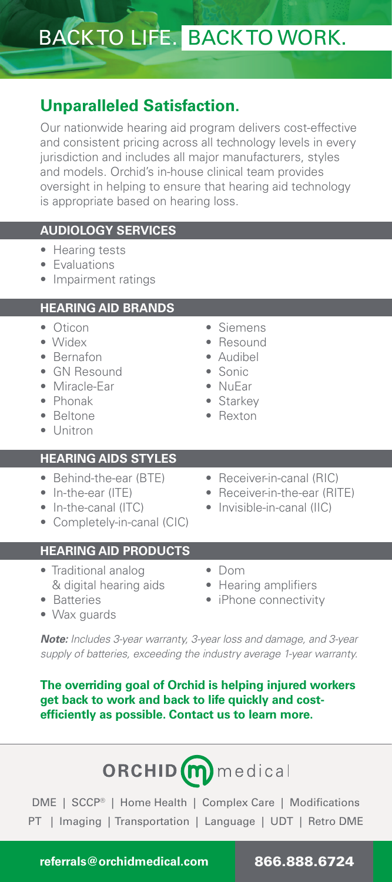# BACK TO LIFE. BACK TO WORK.

## Unparalleled Satisfaction.

Our nationwide hearing aid program delivers cost-effective and consistent pricing across all technology levels in every jurisdiction and includes all major manufacturers, styles and models. Orchid's in-house clinical team provides oversight in helping to ensure that hearing aid technology is appropriate based on hearing loss.

### AUDIOLOGY SERVICES

- Hearing tests
- Evaluations
- Impairment ratings

### HEARING AID BRANDS

- Oticon
- Widex
- Bernafon
- GN Resound
- Miracle-Ear
- Phonak
- Beltone
- Unitron
- Siemens
- Resound
- Audibel
- Sonic
- NuEar
- Starkey
- Rexton

### HEARING AIDS STYLES

- Behind-the-ear (BTE)
- In-the-ear (ITE)
- In-the-canal (ITC)
- Completely-in-canal (CIC)
- Receiver-in-canal (RIC)
- Receiver-in-the-ear (RITE)
- Invisible-in-canal (IIC)

### HEARING AID PRODUCTS

- Traditional analog & digital hearing aids
- Batteries
- Wax guards
- Dom
- Hearing amplifiers
- iPhone connectivity

***Note:*** *Includes 3-year warranty, 3-year loss and damage, and 3-year supply of batteries, exceeding the industry average 1-year warranty.*

**The overriding goal of Orchid is helping injured workers get back to work and back to life quickly and cost-efficiently as possible. Contact us to learn more.**

ORCHID medical

DME | SCCP® | Home Health | Complex Care | Modifications
PT | Imaging | Transportation | Language | UDT | Retro DME

**referrals@orchidmedical.com** **866.888.6724**